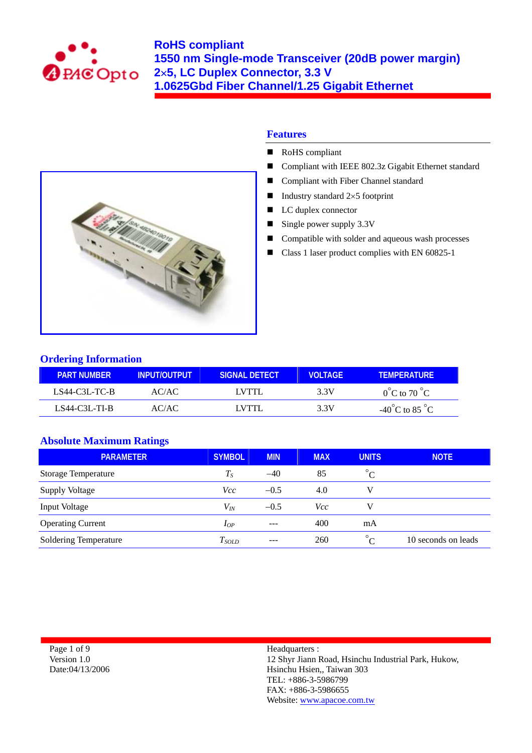# RoHS compliant
# 1550 nm Single-mode Transceiver (20dB power margin)
# 2×5, LC Duplex Connector, 3.3 V
# 1.0625Gbd Fiber Channel/1.25 Gigabit Ethernet

## Features

- RoHS compliant
- Compliant with IEEE 802.3z Gigabit Ethernet standard
- Compliant with Fiber Channel standard
- Industry standard 2×5 footprint
- LC duplex connector
- Single power supply 3.3V
- Compatible with solder and aqueous wash processes
- Class 1 laser product complies with EN 60825-1

## Ordering Information

| PART NUMBER | INPUT/OUTPUT | SIGNAL DETECT | VOLTAGE | TEMPERATURE |
|---|---|---|---|---|
| LS44-C3L-TC-B | AC/AC | LVTTL | 3.3V | 0°C to 70 °C |
| LS44-C3L-TI-B | AC/AC | LVTTL | 3.3V | -40°C to 85 °C |

## Absolute Maximum Ratings

| PARAMETER | SYMBOL | MIN | MAX | UNITS | NOTE |
|---|---|---|---|---|---|
| Storage Temperature | $T_S$ | –40 | 85 | °C | |
| Supply Voltage | $Vcc$ | –0.5 | 4.0 | V | |
| Input Voltage | $V_{IN}$ | –0.5 | $Vcc$ | V | |
| Operating Current | $I_{OP}$ | --- | 400 | mA | |
| Soldering Temperature | $T_{SOLD}$ | --- | 260 | °C | 10 seconds on leads |

Version 1.0
Date:04/13/2006

Headquarters :
12 Shyr Jiann Road, Hsinchu Industrial Park, Hukow,
Hsinchu Hsien,, Taiwan 303
TEL: +886-3-5986799
FAX: +886-3-5986655
Website: www.apacoe.com.tw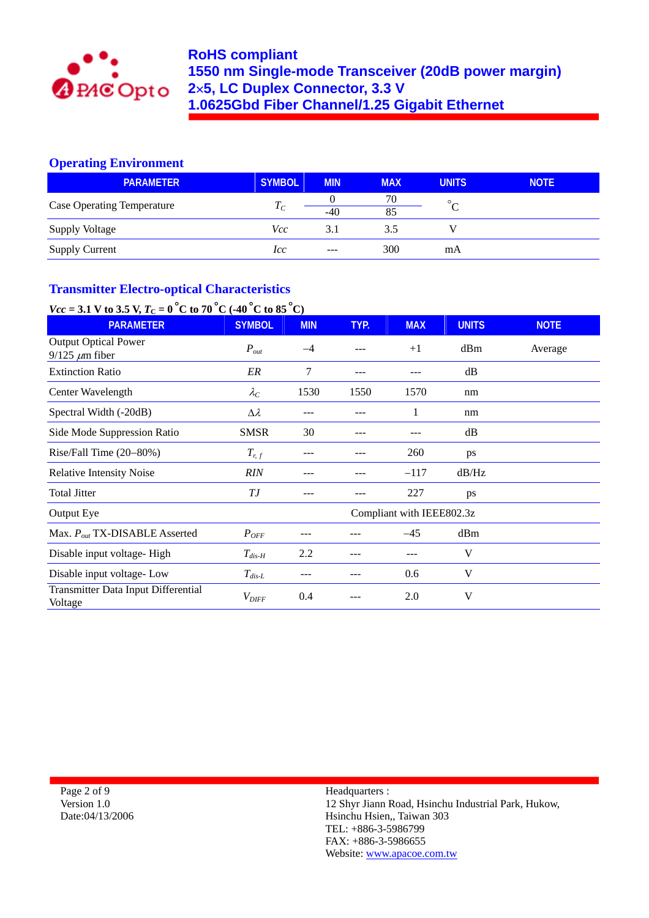## Operating Environment

| PARAMETER | SYMBOL | MIN | MAX | UNITS | NOTE |
|---|---|---|---|---|---|
| Case Operating Temperature | $T_C$ | 0 / -40 | 70 / 85 | °C | |
| Supply Voltage | *Vcc* | 3.1 | 3.5 | V | |
| Supply Current | *Icc* | --- | 300 | mA | |

## Transmitter Electro-optical Characteristics

**$Vcc$ = 3.1 V to 3.5 V, $T_C$ = 0 °C to 70 °C (-40 °C to 85 °C)**

| PARAMETER | SYMBOL | MIN | TYP. | MAX | UNITS | NOTE |
|---|---|---|---|---|---|---|
| Output Optical Power 9/125 $\mu$m fiber | $P_{out}$ | –4 | --- | +1 | dBm | Average |
| Extinction Ratio | *ER* | 7 | --- | --- | dB | |
| Center Wavelength | $\lambda_C$ | 1530 | 1550 | 1570 | nm | |
| Spectral Width (-20dB) | $\Delta\lambda$ | --- | --- | 1 | nm | |
| Side Mode Suppression Ratio | SMSR | 30 | --- | --- | dB | |
| Rise/Fall Time (20–80%) | $T_{r,\,f}$ | --- | --- | 260 | ps | |
| Relative Intensity Noise | *RIN* | --- | --- | –117 | dB/Hz | |
| Total Jitter | *TJ* | --- | --- | 227 | ps | |
| Output Eye | | Compliant with IEEE802.3z | | | | |
| Max. $P_{out}$ TX-DISABLE Asserted | $P_{OFF}$ | --- | --- | –45 | dBm | |
| Disable input voltage- High | $T_{dis\text{-}H}$ | 2.2 | --- | --- | V | |
| Disable input voltage- Low | $T_{dis\text{-}L}$ | --- | --- | 0.6 | V | |
| Transmitter Data Input Differential Voltage | $V_{DIFF}$ | 0.4 | --- | 2.0 | V | |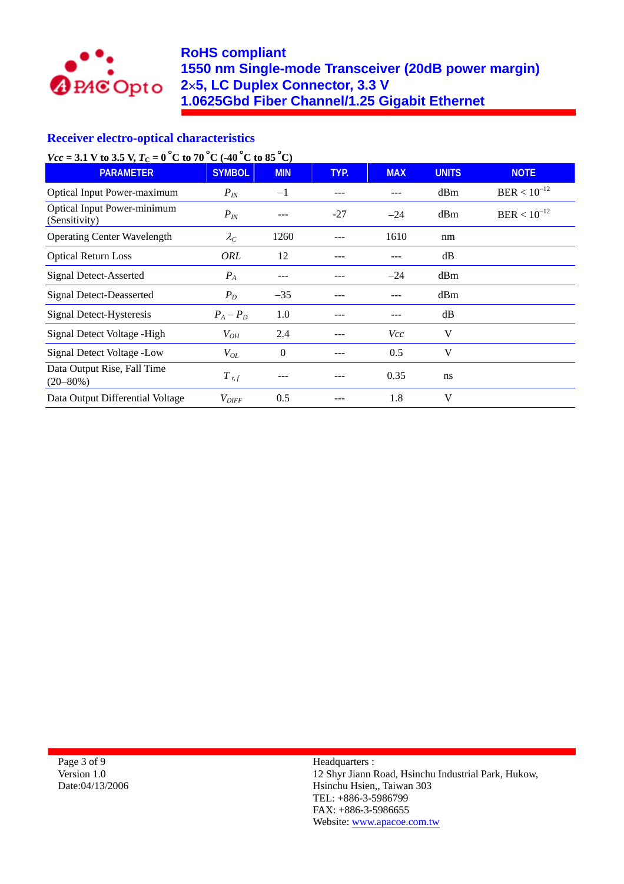## Receiver electro-optical characteristics

***Vcc* = 3.1 V to 3.5 V, $T_C$ = 0 °C to 70 °C (-40 °C to 85 °C)**

| PARAMETER | SYMBOL | MIN | TYP. | MAX | UNITS | NOTE |
|---|---|---|---|---|---|---|
| Optical Input Power-maximum | $P_{IN}$ | –1 | --- | --- | dBm | BER < $10^{-12}$ |
| Optical Input Power-minimum (Sensitivity) | $P_{IN}$ | --- | -27 | –24 | dBm | BER < $10^{-12}$ |
| Operating Center Wavelength | $\lambda_C$ | 1260 | --- | 1610 | nm | |
| Optical Return Loss | *ORL* | 12 | --- | --- | dB | |
| Signal Detect-Asserted | $P_A$ | --- | --- | –24 | dBm | |
| Signal Detect-Deasserted | $P_D$ | –35 | --- | --- | dBm | |
| Signal Detect-Hysteresis | $P_A - P_D$ | 1.0 | --- | --- | dB | |
| Signal Detect Voltage -High | $V_{OH}$ | 2.4 | --- | *Vcc* | V | |
| Signal Detect Voltage -Low | $V_{OL}$ | 0 | --- | 0.5 | V | |
| Data Output Rise, Fall Time (20–80%) | $T_{r,f}$ | --- | --- | 0.35 | ns | |
| Data Output Differential Voltage | $V_{DIFF}$ | 0.5 | --- | 1.8 | V | |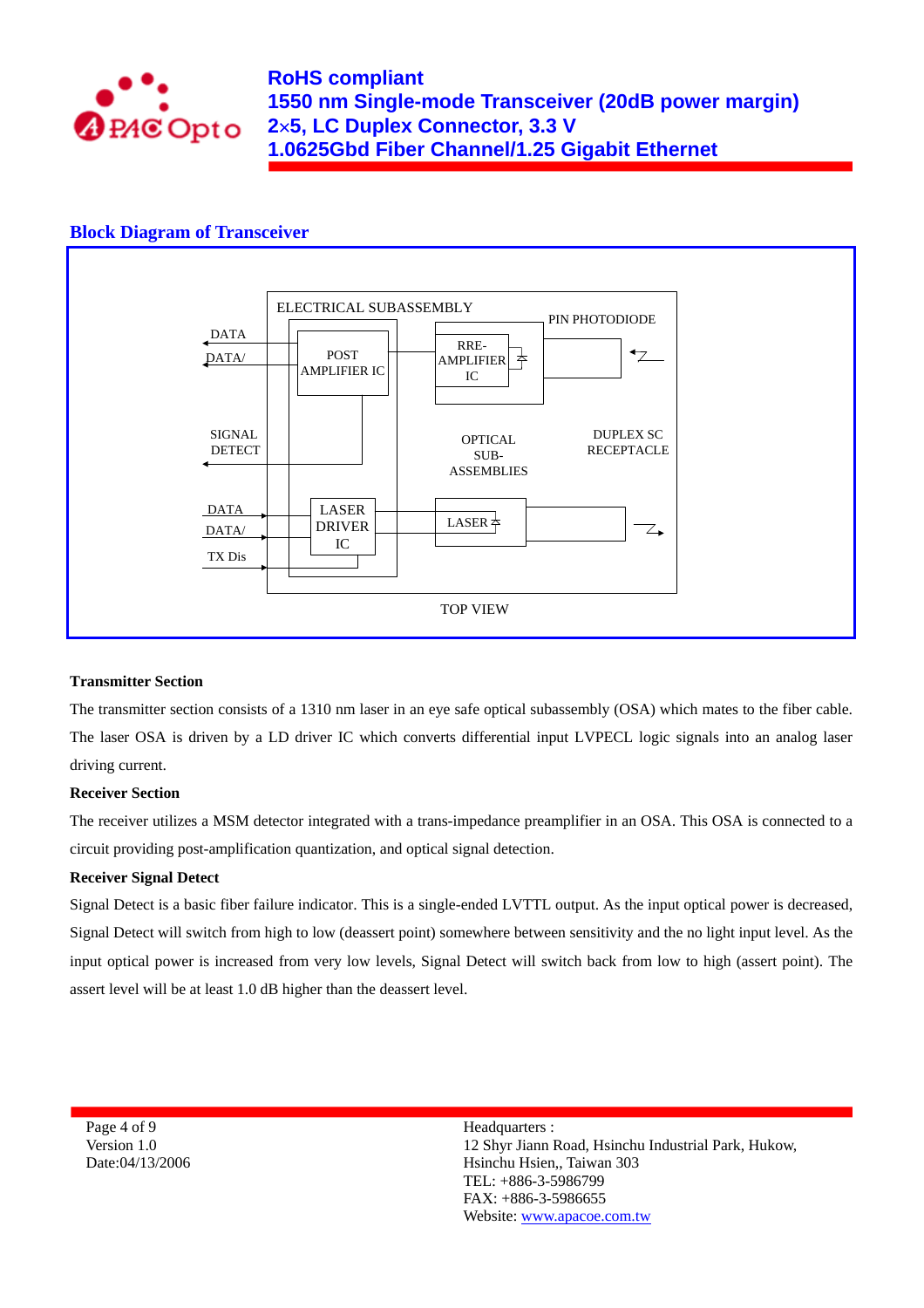## Block Diagram of Transceiver

ELECTRICAL SUBASSEMBLY

DATA
DATA/
POST AMPLIFIER IC
RRE-AMPLIFIER IC
PIN PHOTODIODE
SIGNAL DETECT
OPTICAL SUB-ASSEMBLIES
DUPLEX SC RECEPTACLE
DATA
DATA/
TX Dis
LASER DRIVER IC
LASER

TOP VIEW

**Transmitter Section**

The transmitter section consists of a 1310 nm laser in an eye safe optical subassembly (OSA) which mates to the fiber cable. The laser OSA is driven by a LD driver IC which converts differential input LVPECL logic signals into an analog laser driving current.

**Receiver Section**

The receiver utilizes a MSM detector integrated with a trans-impedance preamplifier in an OSA. This OSA is connected to a circuit providing post-amplification quantization, and optical signal detection.

**Receiver Signal Detect**

Signal Detect is a basic fiber failure indicator. This is a single-ended LVTTL output. As the input optical power is decreased, Signal Detect will switch from high to low (deassert point) somewhere between sensitivity and the no light input level. As the input optical power is increased from very low levels, Signal Detect will switch back from low to high (assert point). The assert level will be at least 1.0 dB higher than the deassert level.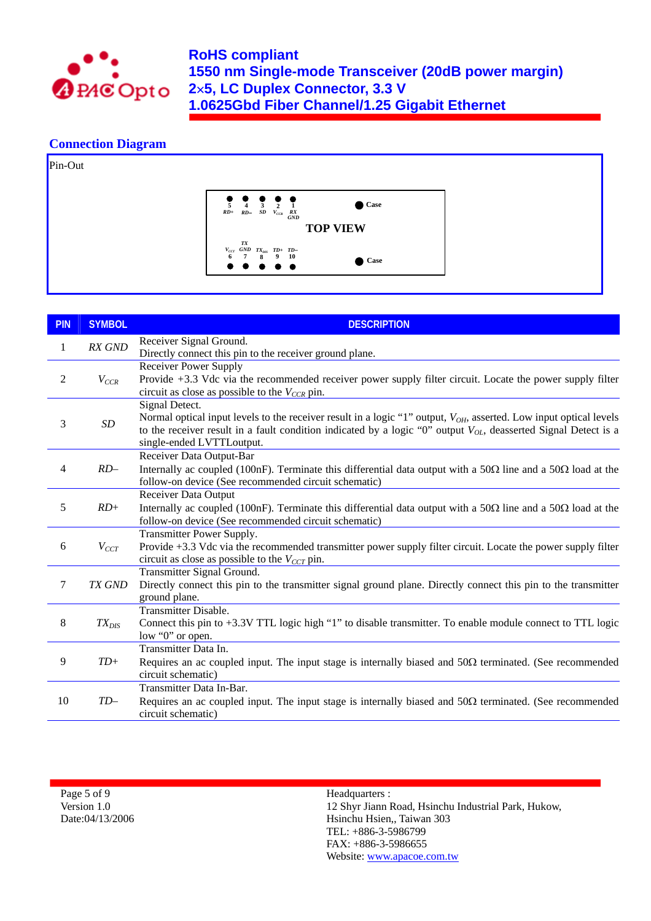## Connection Diagram

Pin-Out

| 5 RD+ | 4 RD– | 3 SD | 2 $V_{CCR}$ | 1 RX GND | Case |
|---|---|---|---|---|---|
| | | | | | TOP VIEW |
| $V_{CCT}$ 6 | TX GND 7 | $TX_{DIS}$ 8 | TD+ 9 | TD– 10 | Case |

| PIN | SYMBOL | DESCRIPTION |
|---|---|---|
| 1 | *RX GND* | Receiver Signal Ground.<br>Directly connect this pin to the receiver ground plane. |
| 2 | $V_{CCR}$ | Receiver Power Supply<br>Provide +3.3 Vdc via the recommended receiver power supply filter circuit. Locate the power supply filter circuit as close as possible to the $V_{CCR}$ pin. |
| 3 | *SD* | Signal Detect.<br>Normal optical input levels to the receiver result in a logic "1" output, $V_{OH}$, asserted. Low input optical levels to the receiver result in a fault condition indicated by a logic "0" output $V_{OL}$, deasserted Signal Detect is a single-ended LVTTLoutput. |
| 4 | *RD–* | Receiver Data Output-Bar<br>Internally ac coupled (100nF). Terminate this differential data output with a 50Ω line and a 50Ω load at the follow-on device (See recommended circuit schematic) |
| 5 | *RD+* | Receiver Data Output<br>Internally ac coupled (100nF). Terminate this differential data output with a 50Ω line and a 50Ω load at the follow-on device (See recommended circuit schematic) |
| 6 | $V_{CCT}$ | Transmitter Power Supply.<br>Provide +3.3 Vdc via the recommended transmitter power supply filter circuit. Locate the power supply filter circuit as close as possible to the $V_{CCT}$ pin. |
| 7 | *TX GND* | Transmitter Signal Ground.<br>Directly connect this pin to the transmitter signal ground plane. Directly connect this pin to the transmitter ground plane. |
| 8 | $TX_{DIS}$ | Transmitter Disable.<br>Connect this pin to +3.3V TTL logic high "1" to disable transmitter. To enable module connect to TTL logic low "0" or open. |
| 9 | *TD+* | Transmitter Data In.<br>Requires an ac coupled input. The input stage is internally biased and 50Ω terminated. (See recommended circuit schematic) |
| 10 | *TD–* | Transmitter Data In-Bar.<br>Requires an ac coupled input. The input stage is internally biased and 50Ω terminated. (See recommended circuit schematic) |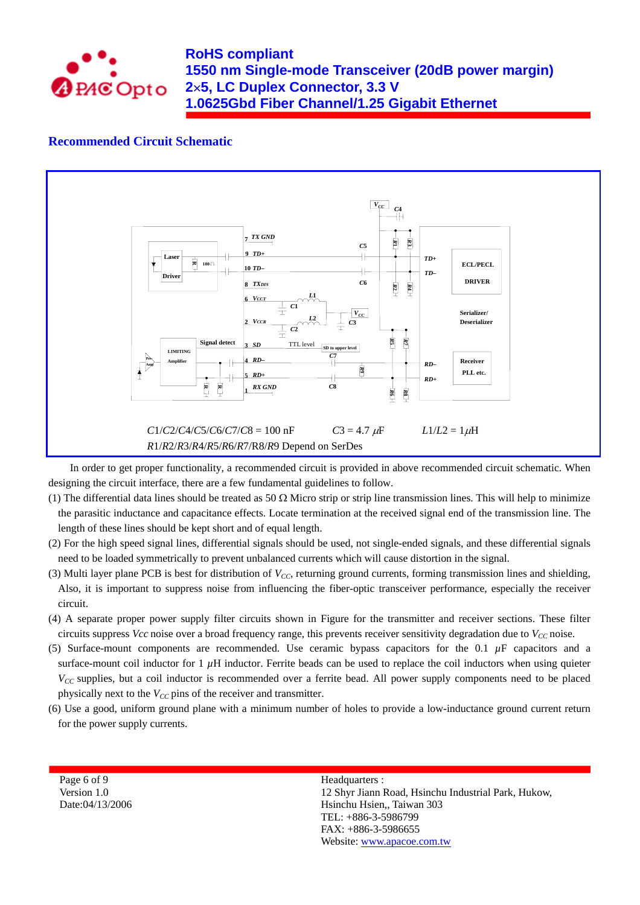## Recommended Circuit Schematic

$C1/C2/C4/C5/C6/C7/C8$ = 100 nF  $C3$ = 4.7 $\mu F$  $L1/L2$ = 1$\mu$H

$R1/R2/R3/R4/R5/R6/R7/R8/R9$ Depend on SerDes

In order to get proper functionality, a recommended circuit is provided in above recommended circuit schematic. When designing the circuit interface, there are a few fundamental guidelines to follow.

(1) The differential data lines should be treated as 50 Ω Micro strip or strip line transmission lines. This will help to minimize the parasitic inductance and capacitance effects. Locate termination at the received signal end of the transmission line. The length of these lines should be kept short and of equal length.

(2) For the high speed signal lines, differential signals should be used, not single-ended signals, and these differential signals need to be loaded symmetrically to prevent unbalanced currents which will cause distortion in the signal.

(3) Multi layer plane PCB is best for distribution of $V_{CC}$, returning ground currents, forming transmission lines and shielding, Also, it is important to suppress noise from influencing the fiber-optic transceiver performance, especially the receiver circuit.

(4) A separate proper power supply filter circuits shown in Figure for the transmitter and receiver sections. These filter circuits suppress $Vcc$ noise over a broad frequency range, this prevents receiver sensitivity degradation due to $V_{CC}$ noise.

(5) Surface-mount components are recommended. Use ceramic bypass capacitors for the 0.1 $\mu$F capacitors and a surface-mount coil inductor for 1 $\mu$H inductor. Ferrite beads can be used to replace the coil inductors when using quieter $V_{CC}$ supplies, but a coil inductor is recommended over a ferrite bead. All power supply components need to be placed physically next to the $V_{CC}$ pins of the receiver and transmitter.

(6) Use a good, uniform ground plane with a minimum number of holes to provide a low-inductance ground current return for the power supply currents.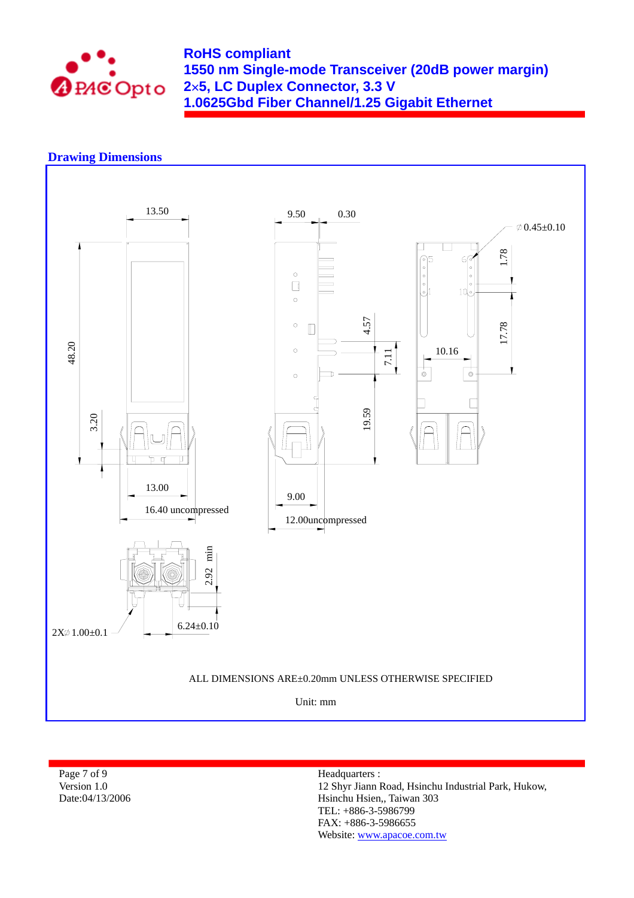## Drawing Dimensions

13.50

9.50 0.30

∅0.45±0.10

1.78

48.20

4.57

7.11

17.78

10.16

3.20

19.59

13.00

16.40 uncompressed

9.00

12.00uncompressed

2.92 min

6.24±0.10

2X∅1.00±0.1

ALL DIMENSIONS ARE±0.20mm UNLESS OTHERWISE SPECIFIED

Unit: mm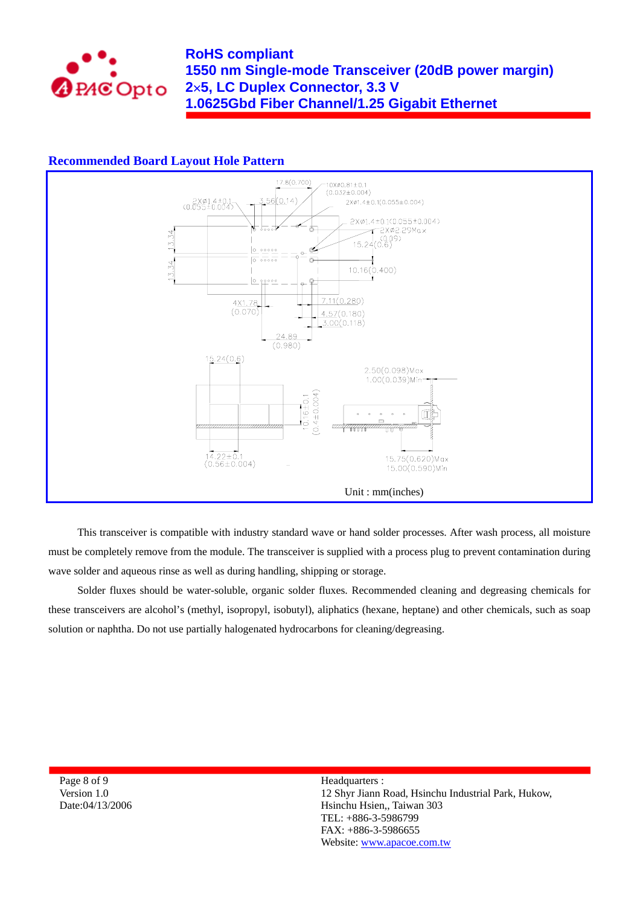## Recommended Board Layout Hole Pattern

Unit : mm(inches)

This transceiver is compatible with industry standard wave or hand solder processes. After wash process, all moisture must be completely remove from the module. The transceiver is supplied with a process plug to prevent contamination during wave solder and aqueous rinse as well as during handling, shipping or storage.

Solder fluxes should be water-soluble, organic solder fluxes. Recommended cleaning and degreasing chemicals for these transceivers are alcohol's (methyl, isopropyl, isobutyl), aliphatics (hexane, heptane) and other chemicals, such as soap solution or naphtha. Do not use partially halogenated hydrocarbons for cleaning/degreasing.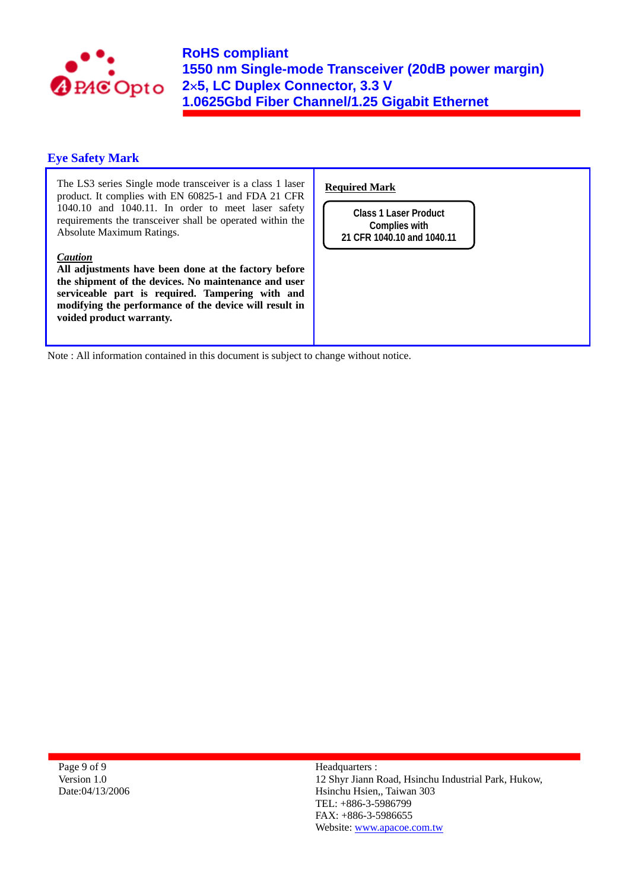## Eye Safety Mark

| | |
|---|---|
| The LS3 series Single mode transceiver is a class 1 laser product. It complies with EN 60825-1 and FDA 21 CFR 1040.10 and 1040.11. In order to meet laser safety requirements the transceiver shall be operated within the Absolute Maximum Ratings.<br><br>***Caution***<br>**All adjustments have been done at the factory before the shipment of the devices. No maintenance and user serviceable part is required. Tampering with and modifying the performance of the device will result in voided product warranty.** | **Required Mark**<br><br>**Class 1 Laser Product**<br>**Complies with**<br>**21 CFR 1040.10 and 1040.11** |

Note : All information contained in this document is subject to change without notice.

Version 1.0
Date:04/13/2006

Headquarters :
12 Shyr Jiann Road, Hsinchu Industrial Park, Hukow,
Hsinchu Hsien,, Taiwan 303
TEL: +886-3-5986799
FAX: +886-3-5986655
Website: www.apacoe.com.tw